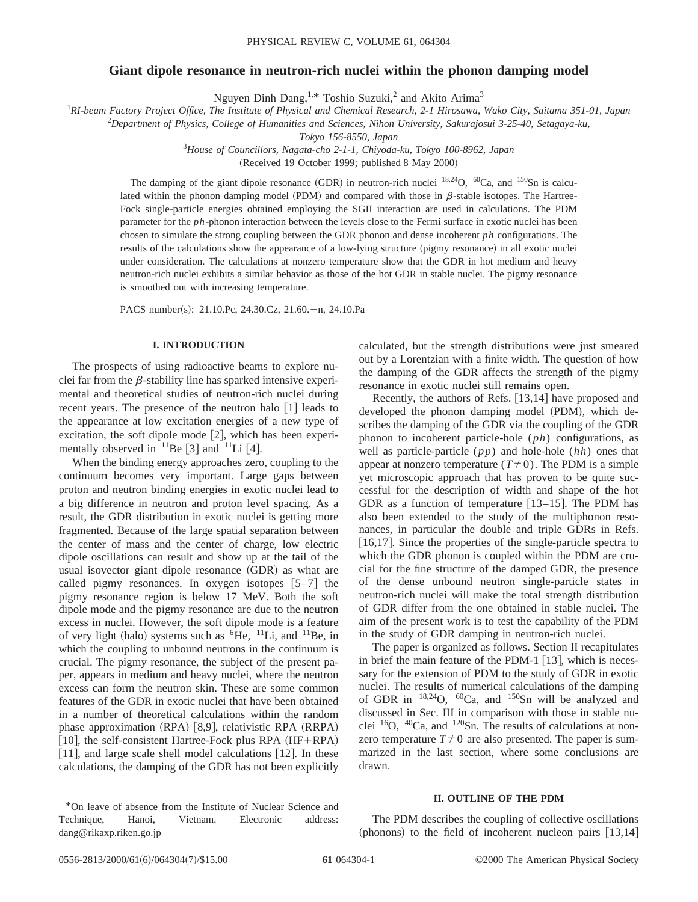# Giant dipole resonance in neutron-rich nuclei within the phonon damping model

Nguyen Dinh Dang,[1,*] Toshio Suzuki,[2] and Akito Arima[3]

[1]*RI-beam Factory Project Office, The Institute of Physical and Chemical Research, 2-1 Hirosawa, Wako City, Saitama 351-01, Japan*

[2]*Department of Physics, College of Humanities and Sciences, Nihon University, Sakurajosui 3-25-40, Setagaya-ku, Tokyo 156-8550, Japan*

[3]*House of Councillors, Nagata-cho 2-1-1, Chiyoda-ku, Tokyo 100-8962, Japan*

(Received 19 October 1999; published 8 May 2000)

The damping of the giant dipole resonance (GDR) in neutron-rich nuclei $^{18,24}$O, $^{60}$Ca, and $^{150}$Sn is calculated within the phonon damping model (PDM) and compared with those in $\beta$-stable isotopes. The Hartree-Fock single-particle energies obtained employing the SGII interaction are used in calculations. The PDM parameter for the $ph$-phonon interaction between the levels close to the Fermi surface in exotic nuclei has been chosen to simulate the strong coupling between the GDR phonon and dense incoherent $ph$ configurations. The results of the calculations show the appearance of a low-lying structure (pigmy resonance) in all exotic nuclei under consideration. The calculations at nonzero temperature show that the GDR in hot medium and heavy neutron-rich nuclei exhibits a similar behavior as those of the hot GDR in stable nuclei. The pigmy resonance is smoothed out with increasing temperature.

PACS number(s): 21.10.Pc, 24.30.Cz, 21.60.−n, 24.10.Pa

## I. INTRODUCTION

The prospects of using radioactive beams to explore nuclei far from the $\beta$-stability line has sparked intensive experimental and theoretical studies of neutron-rich nuclei during recent years. The presence of the neutron halo [1] leads to the appearance at low excitation energies of a new type of excitation, the soft dipole mode [2], which has been experimentally observed in $^{11}$Be [3] and $^{11}$Li [4].

When the binding energy approaches zero, coupling to the continuum becomes very important. Large gaps between proton and neutron binding energies in exotic nuclei lead to a big difference in neutron and proton level spacing. As a result, the GDR distribution in exotic nuclei is getting more fragmented. Because of the large spatial separation between the center of mass and the center of charge, low electric dipole oscillations can result and show up at the tail of the usual isovector giant dipole resonance (GDR) as what are called pigmy resonances. In oxygen isotopes [5–7] the pigmy resonance region is below 17 MeV. Both the soft dipole mode and the pigmy resonance are due to the neutron excess in nuclei. However, the soft dipole mode is a feature of very light (halo) systems such as $^{6}$He, $^{11}$Li, and $^{11}$Be, in which the coupling to unbound neutrons in the continuum is crucial. The pigmy resonance, the subject of the present paper, appears in medium and heavy nuclei, where the neutron excess can form the neutron skin. These are some common features of the GDR in exotic nuclei that have been obtained in a number of theoretical calculations within the random phase approximation (RPA) [8,9], relativistic RPA (RRPA) [10], the self-consistent Hartree-Fock plus RPA (HF+RPA) [11], and large scale shell model calculations [12]. In these calculations, the damping of the GDR has not been explicitly calculated, but the strength distributions were just smeared out by a Lorentzian with a finite width. The question of how the damping of the GDR affects the strength of the pigmy resonance in exotic nuclei still remains open.

Recently, the authors of Refs. [13,14] have proposed and developed the phonon damping model (PDM), which describes the damping of the GDR via the coupling of the GDR phonon to incoherent particle-hole ($ph$) configurations, as well as particle-particle ($pp$) and hole-hole ($hh$) ones that appear at nonzero temperature ($T\neq 0$). The PDM is a simple yet microscopic approach that has proven to be quite successful for the description of width and shape of the hot GDR as a function of temperature [13–15]. The PDM has also been extended to the study of the multiphonon resonances, in particular the double and triple GDRs in Refs. [16,17]. Since the properties of the single-particle spectra to which the GDR phonon is coupled within the PDM are crucial for the fine structure of the damped GDR, the presence of the dense unbound neutron single-particle states in neutron-rich nuclei will make the total strength distribution of GDR differ from the one obtained in stable nuclei. The aim of the present work is to test the capability of the PDM in the study of GDR damping in neutron-rich nuclei.

The paper is organized as follows. Section II recapitulates in brief the main feature of the PDM-1 [13], which is necessary for the extension of PDM to the study of GDR in exotic nuclei. The results of numerical calculations of the damping of GDR in $^{18,24}$O, $^{60}$Ca, and $^{150}$Sn will be analyzed and discussed in Sec. III in comparison with those in stable nuclei $^{16}$O, $^{40}$Ca, and $^{120}$Sn. The results of calculations at nonzero temperature $T\neq 0$ are also presented. The paper is summarized in the last section, where some conclusions are drawn.

## II. OUTLINE OF THE PDM

The PDM describes the coupling of collective oscillations (phonons) to the field of incoherent nucleon pairs [13,14]

*On leave of absence from the Institute of Nuclear Science and Technique, Hanoi, Vietnam. Electronic address: dang@rikaxp.riken.go.jp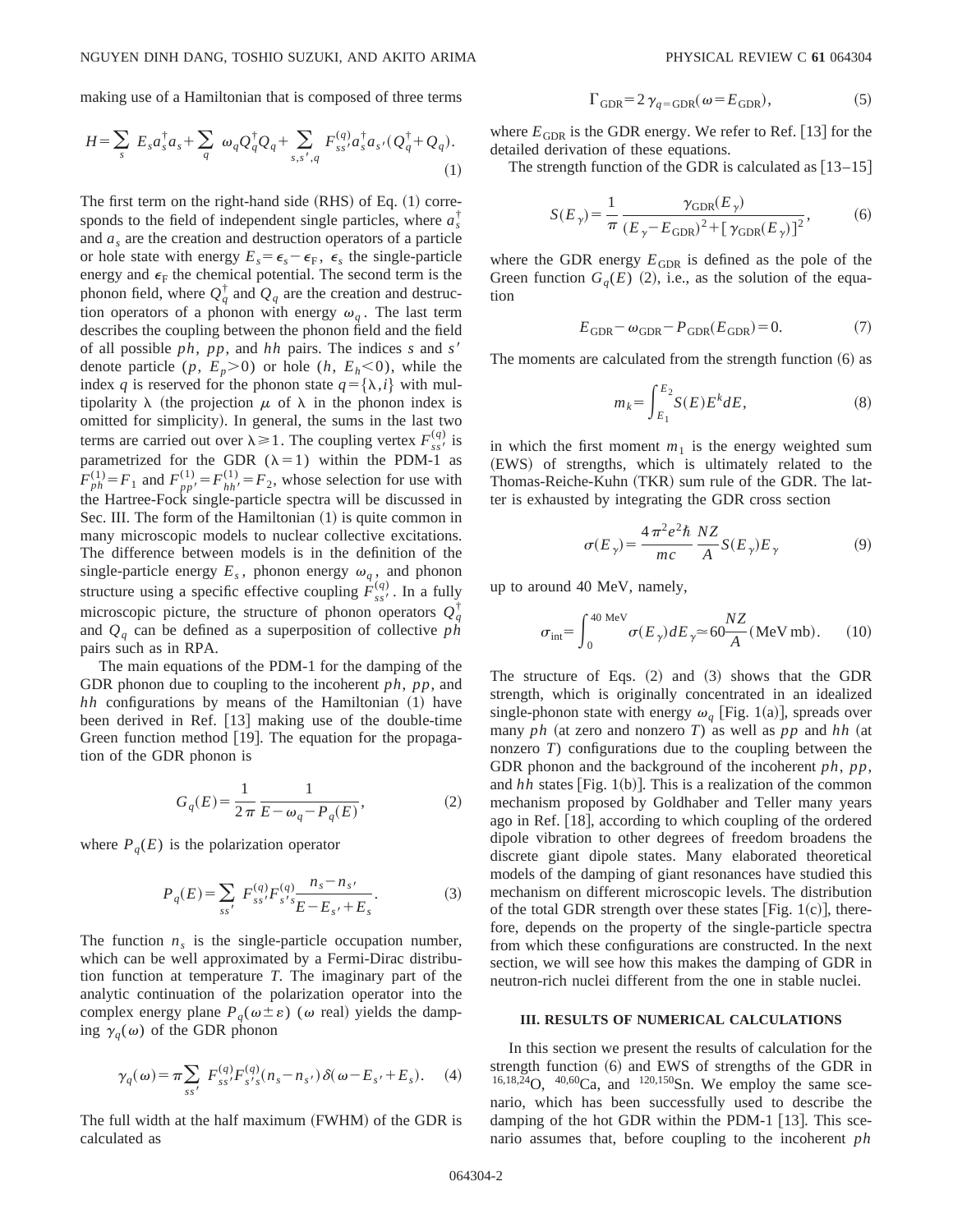making use of a Hamiltonian that is composed of three terms

$$H=\sum_s E_s a_s^\dagger a_s+\sum_q \omega_q Q_q^\dagger Q_q+\sum_{s,s',q} F_{ss'}^{(q)} a_s^\dagger a_{s'}(Q_q^\dagger+Q_q). \tag{1}$$

The first term on the right-hand side (RHS) of Eq. (1) corresponds to the field of independent single particles, where $a_s^\dagger$ and $a_s$ are the creation and destruction operators of a particle or hole state with energy $E_s=\epsilon_s-\epsilon_F$, $\epsilon_s$ the single-particle energy and $\epsilon_F$ the chemical potential. The second term is the phonon field, where $Q_q^\dagger$ and $Q_q$ are the creation and destruction operators of a phonon with energy $\omega_q$. The last term describes the coupling between the phonon field and the field of all possible $ph$, $pp$, and $hh$ pairs. The indices $s$ and $s'$ denote particle ($p$, $E_p>0$) or hole ($h$, $E_h<0$), while the index $q$ is reserved for the phonon state $q=\{\lambda,i\}$ with multipolarity $\lambda$ (the projection $\mu$ of $\lambda$ in the phonon index is omitted for simplicity). In general, the sums in the last two terms are carried out over $\lambda\geq 1$. The coupling vertex $F_{ss'}^{(q)}$ is parametrized for the GDR ($\lambda=1$) within the PDM-1 as $F_{ph}^{(1)}=F_1$ and $F_{pp'}^{(1)}=F_{hh'}^{(1)}=F_2$, whose selection for use with the Hartree-Fock single-particle spectra will be discussed in Sec. III. The form of the Hamiltonian (1) is quite common in many microscopic models to nuclear collective excitations. The difference between models is in the definition of the single-particle energy $E_s$, phonon energy $\omega_q$, and phonon structure using a specific effective coupling $F_{ss'}^{(q)}$. In a fully microscopic picture, the structure of phonon operators $Q_q^\dagger$ and $Q_q$ can be defined as a superposition of collective $ph$ pairs such as in RPA.

The main equations of the PDM-1 for the damping of the GDR phonon due to coupling to the incoherent $ph$, $pp$, and $hh$ configurations by means of the Hamiltonian (1) have been derived in Ref. [13] making use of the double-time Green function method [19]. The equation for the propagation of the GDR phonon is

$$G_q(E)=\frac{1}{2\pi}\frac{1}{E-\omega_q-P_q(E)}, \tag{2}$$

where $P_q(E)$ is the polarization operator

$$P_q(E)=\sum_{ss'} F_{ss'}^{(q)}F_{s's}^{(q)}\frac{n_s-n_{s'}}{E-E_{s'}+E_s}. \tag{3}$$

The function $n_s$ is the single-particle occupation number, which can be well approximated by a Fermi-Dirac distribution function at temperature $T$. The imaginary part of the analytic continuation of the polarization operator into the complex energy plane $P_q(\omega\pm\varepsilon)$ ($\omega$ real) yields the damping $\gamma_q(\omega)$ of the GDR phonon

$$\gamma_q(\omega)=\pi\sum_{ss'} F_{ss'}^{(q)}F_{s's}^{(q)}(n_s-n_{s'})\delta(\omega-E_{s'}+E_s). \tag{4}$$

The full width at the half maximum (FWHM) of the GDR is calculated as

$$\Gamma_{\rm GDR}=2\gamma_{q={\rm GDR}}(\omega=E_{\rm GDR}), \tag{5}$$

where $E_{\rm GDR}$ is the GDR energy. We refer to Ref. [13] for the detailed derivation of these equations.

The strength function of the GDR is calculated as [13–15]

$$S(E_\gamma)=\frac{1}{\pi}\frac{\gamma_{\rm GDR}(E_\gamma)}{(E_\gamma-E_{\rm GDR})^2+[\gamma_{\rm GDR}(E_\gamma)]^2}, \tag{6}$$

where the GDR energy $E_{\rm GDR}$ is defined as the pole of the Green function $G_q(E)$ (2), i.e., as the solution of the equation

$$E_{\rm GDR}-\omega_{\rm GDR}-P_{\rm GDR}(E_{\rm GDR})=0. \tag{7}$$

The moments are calculated from the strength function (6) as

$$m_k=\int_{E_1}^{E_2}S(E)E^k dE, \tag{8}$$

in which the first moment $m_1$ is the energy weighted sum (EWS) of strengths, which is ultimately related to the Thomas-Reiche-Kuhn (TKR) sum rule of the GDR. The latter is exhausted by integrating the GDR cross section

$$\sigma(E_\gamma)=\frac{4\pi^2e^2\hbar}{mc}\frac{NZ}{A}S(E_\gamma)E_\gamma \tag{9}$$

up to around 40 MeV, namely,

$$\sigma_{\rm int}=\int_0^{40\ {\rm MeV}}\sigma(E_\gamma)dE_\gamma\simeq 60\frac{NZ}{A}({\rm MeV\ mb}). \tag{10}$$

The structure of Eqs. (2) and (3) shows that the GDR strength, which is originally concentrated in an idealized single-phonon state with energy $\omega_q$ [Fig. 1(a)], spreads over many $ph$ (at zero and nonzero $T$) as well as $pp$ and $hh$ (at nonzero $T$) configurations due to the coupling between the GDR phonon and the background of the incoherent $ph$, $pp$, and $hh$ states [Fig. 1(b)]. This is a realization of the common mechanism proposed by Goldhaber and Teller many years ago in Ref. [18], according to which coupling of the ordered dipole vibration to other degrees of freedom broadens the discrete giant dipole states. Many elaborated theoretical models of the damping of giant resonances have studied this mechanism on different microscopic levels. The distribution of the total GDR strength over these states [Fig. 1(c)], therefore, depends on the property of the single-particle spectra from which these configurations are constructed. In the next section, we will see how this makes the damping of GDR in neutron-rich nuclei different from the one in stable nuclei.

## III. RESULTS OF NUMERICAL CALCULATIONS

In this section we present the results of calculation for the strength function (6) and EWS of strengths of the GDR in $^{16,18,24}$O, $^{40,60}$Ca, and $^{120,150}$Sn. We employ the same scenario, which has been successfully used to describe the damping of the hot GDR within the PDM-1 [13]. This scenario assumes that, before coupling to the incoherent $ph$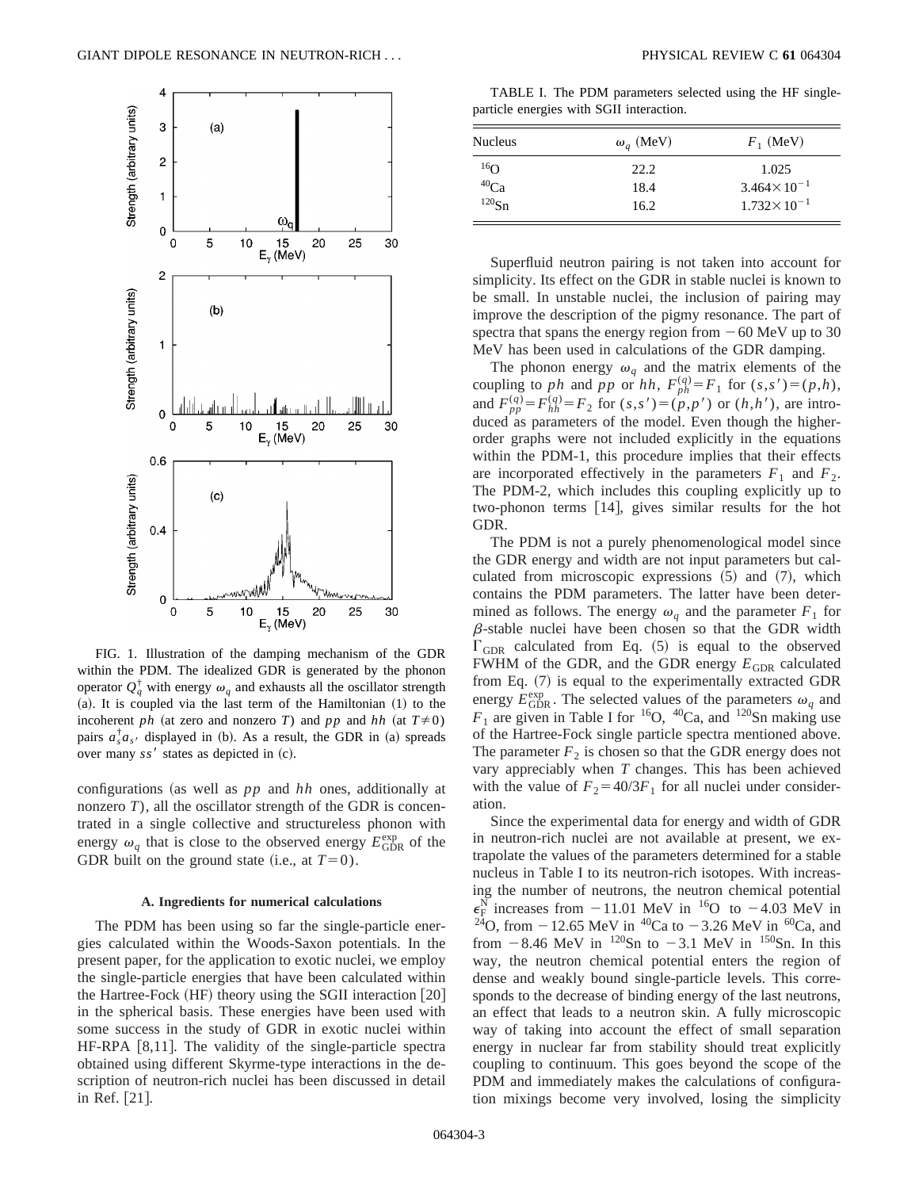FIG. 1. Illustration of the damping mechanism of the GDR within the PDM. The idealized GDR is generated by the phonon operator $Q_q^\dagger$ with energy $\omega_q$ and exhausts all the oscillator strength (a). It is coupled via the last term of the Hamiltonian (1) to the incoherent $ph$ (at zero and nonzero $T$) and $pp$ and $hh$ (at $T \neq 0$) pairs $a_s^\dagger a_{s'}$ displayed in (b). As a result, the GDR in (a) spreads over many $ss'$ states as depicted in (c).

configurations (as well as $pp$ and $hh$ ones, additionally at nonzero $T$), all the oscillator strength of the GDR is concentrated in a single collective and structureless phonon with energy $\omega_q$ that is close to the observed energy $E_{\rm GDR}^{\rm exp}$ of the GDR built on the ground state (i.e., at $T=0$).

### A. Ingredients for numerical calculations

The PDM has been using so far the single-particle energies calculated within the Woods-Saxon potentials. In the present paper, for the application to exotic nuclei, we employ the single-particle energies that have been calculated within the Hartree-Fock (HF) theory using the SGII interaction [20] in the spherical basis. These energies have been used with some success in the study of GDR in exotic nuclei within HF-RPA [8,11]. The validity of the single-particle spectra obtained using different Skyrme-type interactions in the description of neutron-rich nuclei has been discussed in detail in Ref. [21].

TABLE I. The PDM parameters selected using the HF single-particle energies with SGII interaction.

| Nucleus | $\omega_q$ (MeV) | $F_1$ (MeV) |
|---|---|---|
| $^{16}$O | 22.2 | 1.025 |
| $^{40}$Ca | 18.4 | $3.464\times10^{-1}$ |
| $^{120}$Sn | 16.2 | $1.732\times10^{-1}$ |

Superfluid neutron pairing is not taken into account for simplicity. Its effect on the GDR in stable nuclei is known to be small. In unstable nuclei, the inclusion of pairing may improve the description of the pigmy resonance. The part of spectra that spans the energy region from $-60$ MeV up to 30 MeV has been used in calculations of the GDR damping.

The phonon energy $\omega_q$ and the matrix elements of the coupling to $ph$ and $pp$ or $hh$, $F_{ph}^{(q)}=F_1$ for $(s,s')=(p,h)$, and $F_{pp}^{(q)}=F_{hh}^{(q)}=F_2$ for $(s,s')=(p,p')$ or $(h,h')$, are introduced as parameters of the model. Even though the higher-order graphs were not included explicitly in the equations within the PDM-1, this procedure implies that their effects are incorporated effectively in the parameters $F_1$ and $F_2$. The PDM-2, which includes this coupling explicitly up to two-phonon terms [14], gives similar results for the hot GDR.

The PDM is not a purely phenomenological model since the GDR energy and width are not input parameters but calculated from microscopic expressions (5) and (7), which contains the PDM parameters. The latter have been determined as follows. The energy $\omega_q$ and the parameter $F_1$ for $\beta$-stable nuclei have been chosen so that the GDR width $\Gamma_{\rm GDR}$ calculated from Eq. (5) is equal to the observed FWHM of the GDR, and the GDR energy $E_{\rm GDR}$ calculated from Eq. (7) is equal to the experimentally extracted GDR energy $E_{\rm GDR}^{\rm exp}$. The selected values of the parameters $\omega_q$ and $F_1$ are given in Table I for $^{16}$O, $^{40}$Ca, and $^{120}$Sn making use of the Hartree-Fock single particle spectra mentioned above. The parameter $F_2$ is chosen so that the GDR energy does not vary appreciably when $T$ changes. This has been achieved with the value of $F_2=40/3F_1$ for all nuclei under consideration.

Since the experimental data for energy and width of GDR in neutron-rich nuclei are not available at present, we extrapolate the values of the parameters determined for a stable nucleus in Table I to its neutron-rich isotopes. With increasing the number of neutrons, the neutron chemical potential $\epsilon_F^N$ increases from $-11.01$ MeV in $^{16}$O to $-4.03$ MeV in $^{24}$O, from $-12.65$ MeV in $^{40}$Ca to $-3.26$ MeV in $^{60}$Ca, and from $-8.46$ MeV in $^{120}$Sn to $-3.1$ MeV in $^{150}$Sn. In this way, the neutron chemical potential enters the region of dense and weakly bound single-particle levels. This corresponds to the decrease of binding energy of the last neutrons, an effect that leads to a neutron skin. A fully microscopic way of taking into account the effect of small separation energy in nuclear far from stability should treat explicitly coupling to continuum. This goes beyond the scope of the PDM and immediately makes the calculations of configuration mixings become very involved, losing the simplicity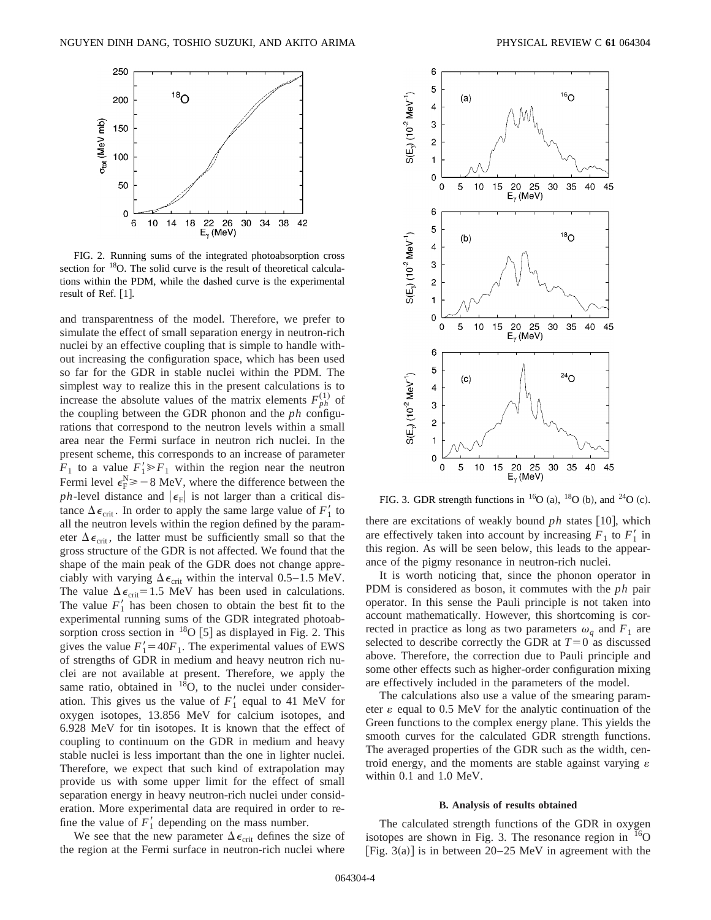FIG. 2. Running sums of the integrated photoabsorption cross section for $^{18}$O. The solid curve is the result of theoretical calculations within the PDM, while the dashed curve is the experimental result of Ref. [1].

and transparentness of the model. Therefore, we prefer to simulate the effect of small separation energy in neutron-rich nuclei by an effective coupling that is simple to handle without increasing the configuration space, which has been used so far for the GDR in stable nuclei within the PDM. The simplest way to realize this in the present calculations is to increase the absolute values of the matrix elements $F_{ph}^{(1)}$ of the coupling between the GDR phonon and the $ph$ configurations that correspond to the neutron levels within a small area near the Fermi surface in neutron rich nuclei. In the present scheme, this corresponds to an increase of parameter $F_1$ to a value $F_1' \gg F_1$ within the region near the neutron Fermi level $\epsilon_F^N \geq -8$ MeV, where the difference between the $ph$-level distance and $|\epsilon_F|$ is not larger than a critical distance $\Delta\epsilon_{crit}$. In order to apply the same large value of $F_1'$ to all the neutron levels within the region defined by the parameter $\Delta\epsilon_{crit}$, the latter must be sufficiently small so that the gross structure of the GDR is not affected. We found that the shape of the main peak of the GDR does not change appreciably with varying $\Delta\epsilon_{crit}$ within the interval 0.5–1.5 MeV. The value $\Delta\epsilon_{crit} = 1.5$ MeV has been used in calculations. The value $F_1'$ has been chosen to obtain the best fit to the experimental running sums of the GDR integrated photoabsorption cross section in $^{18}$O [5] as displayed in Fig. 2. This gives the value $F_1' = 40F_1$. The experimental values of EWS of strengths of GDR in medium and heavy neutron rich nuclei are not available at present. Therefore, we apply the same ratio, obtained in $^{18}$O, to the nuclei under consideration. This gives us the value of $F_1'$ equal to 41 MeV for oxygen isotopes, 13.856 MeV for calcium isotopes, and 6.928 MeV for tin isotopes. It is known that the effect of coupling to continuum on the GDR in medium and heavy stable nuclei is less important than the one in lighter nuclei. Therefore, we expect that such kind of extrapolation may provide us with some upper limit for the effect of small separation energy in heavy neutron-rich nuclei under consideration. More experimental data are required in order to refine the value of $F_1'$ depending on the mass number.

We see that the new parameter $\Delta\epsilon_{crit}$ defines the size of the region at the Fermi surface in neutron-rich nuclei where there are excitations of weakly bound $ph$ states [10], which are effectively taken into account by increasing $F_1$ to $F_1'$ in this region. As will be seen below, this leads to the appearance of the pigmy resonance in neutron-rich nuclei.

It is worth noticing that, since the phonon operator in PDM is considered as boson, it commutes with the $ph$ pair operator. In this sense the Pauli principle is not taken into account mathematically. However, this shortcoming is corrected in practice as long as two parameters $\omega_q$ and $F_1$ are selected to describe correctly the GDR at $T=0$ as discussed above. Therefore, the correction due to Pauli principle and some other effects such as higher-order configuration mixing are effectively included in the parameters of the model.

The calculations also use a value of the smearing parameter $\varepsilon$ equal to 0.5 MeV for the analytic continuation of the Green functions to the complex energy plane. This yields the smooth curves for the calculated GDR strength functions. The averaged properties of the GDR such as the width, centroid energy, and the moments are stable against varying $\varepsilon$ within 0.1 and 1.0 MeV.

FIG. 3. GDR strength functions in $^{16}$O (a), $^{18}$O (b), and $^{24}$O (c).

### B. Analysis of results obtained

The calculated strength functions of the GDR in oxygen isotopes are shown in Fig. 3. The resonance region in $^{16}$O [Fig. 3(a)] is in between 20–25 MeV in agreement with the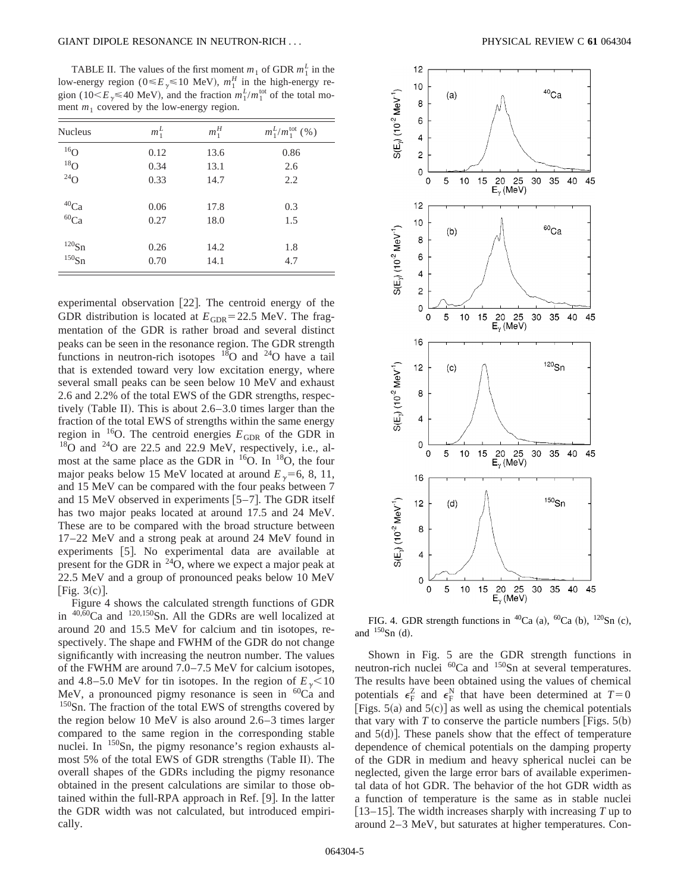TABLE II. The values of the first moment $m_1$ of GDR $m_1^L$ in the low-energy region ($0 \leq E_\gamma \leq 10$ MeV), $m_1^H$ in the high-energy region ($10 < E_\gamma \leq 40$ MeV), and the fraction $m_1^L/m_1^{\rm tot}$ of the total moment $m_1$ covered by the low-energy region.

| Nucleus | $m_1^L$ | $m_1^H$ | $m_1^L/m_1^{\rm tot}$ (%) |
|---|---|---|---|
| $^{16}$O | 0.12 | 13.6 | 0.86 |
| $^{18}$O | 0.34 | 13.1 | 2.6 |
| $^{24}$O | 0.33 | 14.7 | 2.2 |
| $^{40}$Ca | 0.06 | 17.8 | 0.3 |
| $^{60}$Ca | 0.27 | 18.0 | 1.5 |
| $^{120}$Sn | 0.26 | 14.2 | 1.8 |
| $^{150}$Sn | 0.70 | 14.1 | 4.7 |

experimental observation [22]. The centroid energy of the GDR distribution is located at $E_{\rm GDR} = 22.5$ MeV. The fragmentation of the GDR is rather broad and several distinct peaks can be seen in the resonance region. The GDR strength functions in neutron-rich isotopes $^{18}$O and $^{24}$O have a tail that is extended toward very low excitation energy, where several small peaks can be seen below 10 MeV and exhaust 2.6 and 2.2% of the total EWS of the GDR strengths, respectively (Table II). This is about 2.6–3.0 times larger than the fraction of the total EWS of strengths within the same energy region in $^{16}$O. The centroid energies $E_{\rm GDR}$ of the GDR in $^{18}$O and $^{24}$O are 22.5 and 22.9 MeV, respectively, i.e., almost at the same place as the GDR in $^{16}$O. In $^{18}$O, the four major peaks below 15 MeV located at around $E_\gamma = 6$, 8, 11, and 15 MeV can be compared with the four peaks between 7 and 15 MeV observed in experiments [5–7]. The GDR itself has two major peaks located at around 17.5 and 24 MeV. These are to be compared with the broad structure between 17–22 MeV and a strong peak at around 24 MeV found in experiments [5]. No experimental data are available at present for the GDR in $^{24}$O, where we expect a major peak at 22.5 MeV and a group of pronounced peaks below 10 MeV [Fig. 3(c)].

Figure 4 shows the calculated strength functions of GDR in $^{40,60}$Ca and $^{120,150}$Sn. All the GDRs are well localized at around 20 and 15.5 MeV for calcium and tin isotopes, respectively. The shape and FWHM of the GDR do not change significantly with increasing the neutron number. The values of the FWHM are around 7.0–7.5 MeV for calcium isotopes, and 4.8–5.0 MeV for tin isotopes. In the region of $E_\gamma < 10$ MeV, a pronounced pigmy resonance is seen in $^{60}$Ca and $^{150}$Sn. The fraction of the total EWS of strengths covered by the region below 10 MeV is also around 2.6–3 times larger compared to the same region in the corresponding stable nuclei. In $^{150}$Sn, the pigmy resonance's region exhausts almost 5% of the total EWS of GDR strengths (Table II). The overall shapes of the GDRs including the pigmy resonance obtained in the present calculations are similar to those obtained within the full-RPA approach in Ref. [9]. In the latter the GDR width was not calculated, but introduced empirically.

FIG. 4. GDR strength functions in $^{40}$Ca (a), $^{60}$Ca (b), $^{120}$Sn (c), and $^{150}$Sn (d).

Shown in Fig. 5 are the GDR strength functions in neutron-rich nuclei $^{60}$Ca and $^{150}$Sn at several temperatures. The results have been obtained using the values of chemical potentials $\epsilon_F^Z$ and $\epsilon_F^N$ that have been determined at $T=0$ [Figs. 5(a) and 5(c)] as well as using the chemical potentials that vary with $T$ to conserve the particle numbers [Figs. 5(b) and 5(d)]. These panels show that the effect of temperature dependence of chemical potentials on the damping property of the GDR in medium and heavy spherical nuclei can be neglected, given the large error bars of available experimental data of hot GDR. The behavior of the hot GDR width as a function of temperature is the same as in stable nuclei [13–15]. The width increases sharply with increasing $T$ up to around 2–3 MeV, but saturates at higher temperatures. Con-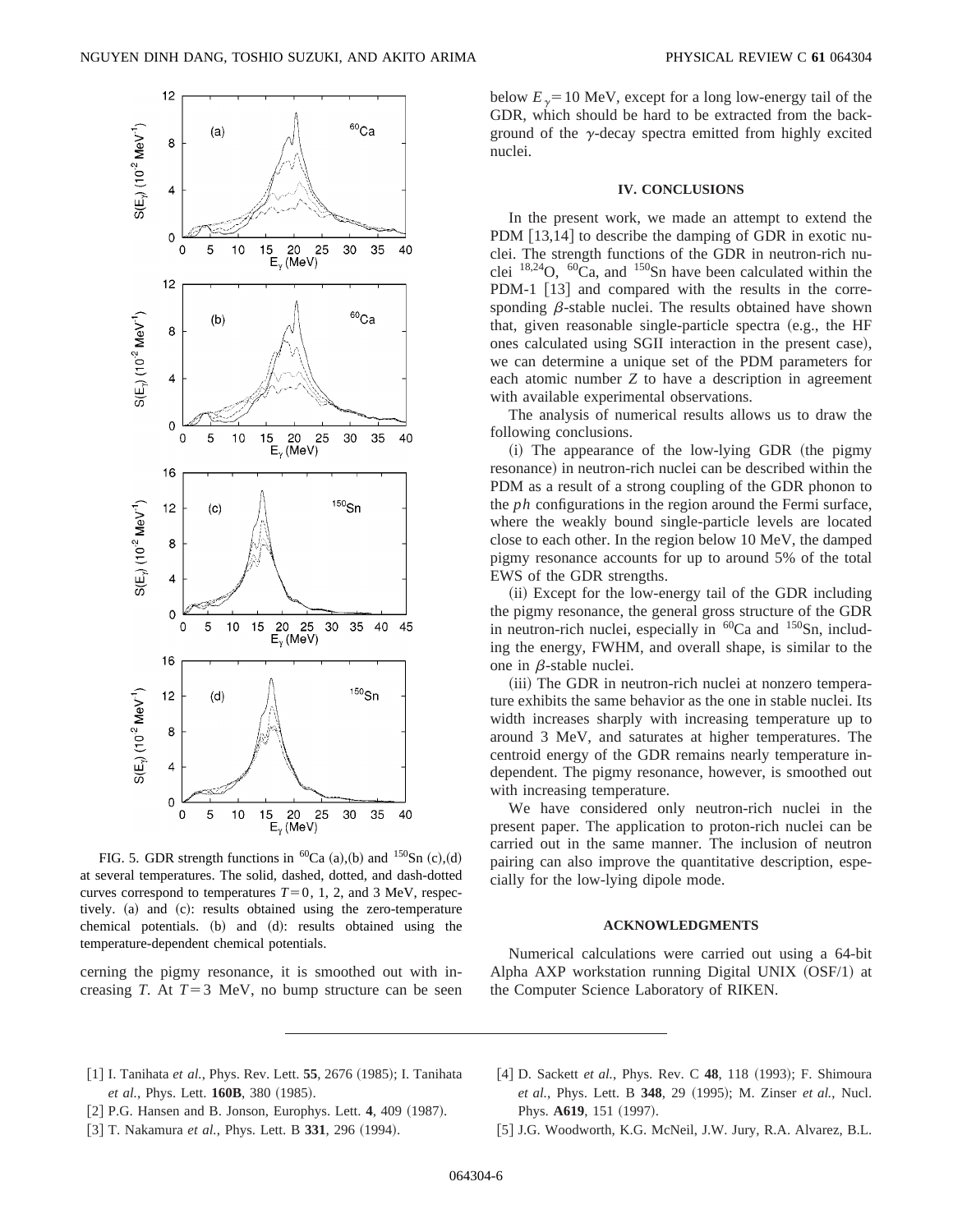FIG. 5. GDR strength functions in $^{60}$Ca (a),(b) and $^{150}$Sn (c),(d) at several temperatures. The solid, dashed, dotted, and dash-dotted curves correspond to temperatures $T=0$, 1, 2, and 3 MeV, respectively. (a) and (c): results obtained using the zero-temperature chemical potentials. (b) and (d): results obtained using the temperature-dependent chemical potentials.

cerning the pigmy resonance, it is smoothed out with increasing $T$. At $T=3$ MeV, no bump structure can be seen below $E_\gamma=10$ MeV, except for a long low-energy tail of the GDR, which should be hard to be extracted from the background of the $\gamma$-decay spectra emitted from highly excited nuclei.

## IV. CONCLUSIONS

In the present work, we made an attempt to extend the PDM [13,14] to describe the damping of GDR in exotic nuclei. The strength functions of the GDR in neutron-rich nuclei $^{18,24}$O, $^{60}$Ca, and $^{150}$Sn have been calculated within the PDM-1 [13] and compared with the results in the corresponding $\beta$-stable nuclei. The results obtained have shown that, given reasonable single-particle spectra (e.g., the HF ones calculated using SGII interaction in the present case), we can determine a unique set of the PDM parameters for each atomic number $Z$ to have a description in agreement with available experimental observations.

The analysis of numerical results allows us to draw the following conclusions.

(i) The appearance of the low-lying GDR (the pigmy resonance) in neutron-rich nuclei can be described within the PDM as a result of a strong coupling of the GDR phonon to the $ph$ configurations in the region around the Fermi surface, where the weakly bound single-particle levels are located close to each other. In the region below 10 MeV, the damped pigmy resonance accounts for up to around 5% of the total EWS of the GDR strengths.

(ii) Except for the low-energy tail of the GDR including the pigmy resonance, the general gross structure of the GDR in neutron-rich nuclei, especially in $^{60}$Ca and $^{150}$Sn, including the energy, FWHM, and overall shape, is similar to the one in $\beta$-stable nuclei.

(iii) The GDR in neutron-rich nuclei at nonzero temperature exhibits the same behavior as the one in stable nuclei. Its width increases sharply with increasing temperature up to around 3 MeV, and saturates at higher temperatures. The centroid energy of the GDR remains nearly temperature independent. The pigmy resonance, however, is smoothed out with increasing temperature.

We have considered only neutron-rich nuclei in the present paper. The application to proton-rich nuclei can be carried out in the same manner. The inclusion of neutron pairing can also improve the quantitative description, especially for the low-lying dipole mode.

## ACKNOWLEDGMENTS

Numerical calculations were carried out using a 64-bit Alpha AXP workstation running Digital UNIX (OSF/1) at the Computer Science Laboratory of RIKEN.

---

[1] I. Tanihata *et al.*, Phys. Rev. Lett. **55**, 2676 (1985); I. Tanihata *et al.*, Phys. Lett. **160B**, 380 (1985).

[2] P.G. Hansen and B. Jonson, Europhys. Lett. **4**, 409 (1987).

[3] T. Nakamura *et al.*, Phys. Lett. B **331**, 296 (1994).

[4] D. Sackett *et al.*, Phys. Rev. C **48**, 118 (1993); F. Shimoura *et al.*, Phys. Lett. B **348**, 29 (1995); M. Zinser *et al.*, Nucl. Phys. **A619**, 151 (1997).

[5] J.G. Woodworth, K.G. McNeil, J.W. Jury, R.A. Alvarez, B.L.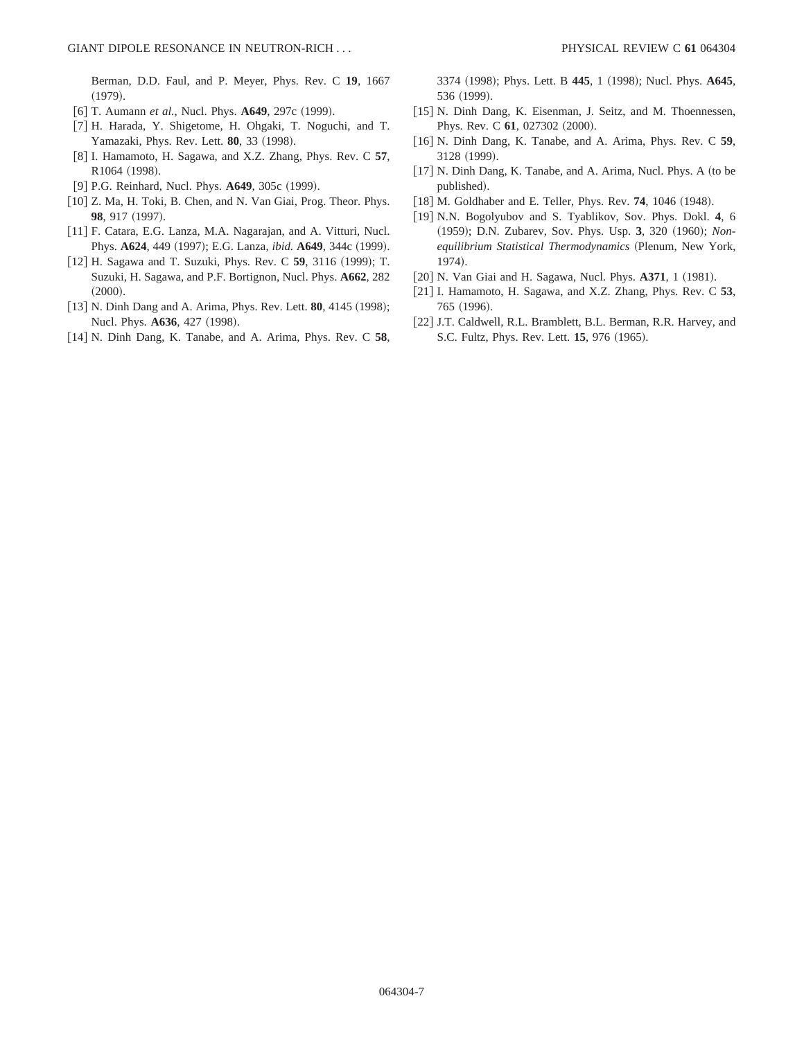Berman, D.D. Faul, and P. Meyer, Phys. Rev. C **19**, 1667 (1979).

[6] T. Aumann *et al.*, Nucl. Phys. **A649**, 297c (1999).

[7] H. Harada, Y. Shigetome, H. Ohgaki, T. Noguchi, and T. Yamazaki, Phys. Rev. Lett. **80**, 33 (1998).

[8] I. Hamamoto, H. Sagawa, and X.Z. Zhang, Phys. Rev. C **57**, R1064 (1998).

[9] P.G. Reinhard, Nucl. Phys. **A649**, 305c (1999).

[10] Z. Ma, H. Toki, B. Chen, and N. Van Giai, Prog. Theor. Phys. **98**, 917 (1997).

[11] F. Catara, E.G. Lanza, M.A. Nagarajan, and A. Vitturi, Nucl. Phys. **A624**, 449 (1997); E.G. Lanza, *ibid.* **A649**, 344c (1999).

[12] H. Sagawa and T. Suzuki, Phys. Rev. C **59**, 3116 (1999); T. Suzuki, H. Sagawa, and P.F. Bortignon, Nucl. Phys. **A662**, 282 (2000).

[13] N. Dinh Dang and A. Arima, Phys. Rev. Lett. **80**, 4145 (1998); Nucl. Phys. **A636**, 427 (1998).

[14] N. Dinh Dang, K. Tanabe, and A. Arima, Phys. Rev. C **58**, 3374 (1998); Phys. Lett. B **445**, 1 (1998); Nucl. Phys. **A645**, 536 (1999).

[15] N. Dinh Dang, K. Eisenman, J. Seitz, and M. Thoennessen, Phys. Rev. C **61**, 027302 (2000).

[16] N. Dinh Dang, K. Tanabe, and A. Arima, Phys. Rev. C **59**, 3128 (1999).

[17] N. Dinh Dang, K. Tanabe, and A. Arima, Nucl. Phys. A (to be published).

[18] M. Goldhaber and E. Teller, Phys. Rev. **74**, 1046 (1948).

[19] N.N. Bogolyubov and S. Tyablikov, Sov. Phys. Dokl. **4**, 6 (1959); D.N. Zubarev, Sov. Phys. Usp. **3**, 320 (1960); *Non-equilibrium Statistical Thermodynamics* (Plenum, New York, 1974).

[20] N. Van Giai and H. Sagawa, Nucl. Phys. **A371**, 1 (1981).

[21] I. Hamamoto, H. Sagawa, and X.Z. Zhang, Phys. Rev. C **53**, 765 (1996).

[22] J.T. Caldwell, R.L. Bramblett, B.L. Berman, R.R. Harvey, and S.C. Fultz, Phys. Rev. Lett. **15**, 976 (1965).